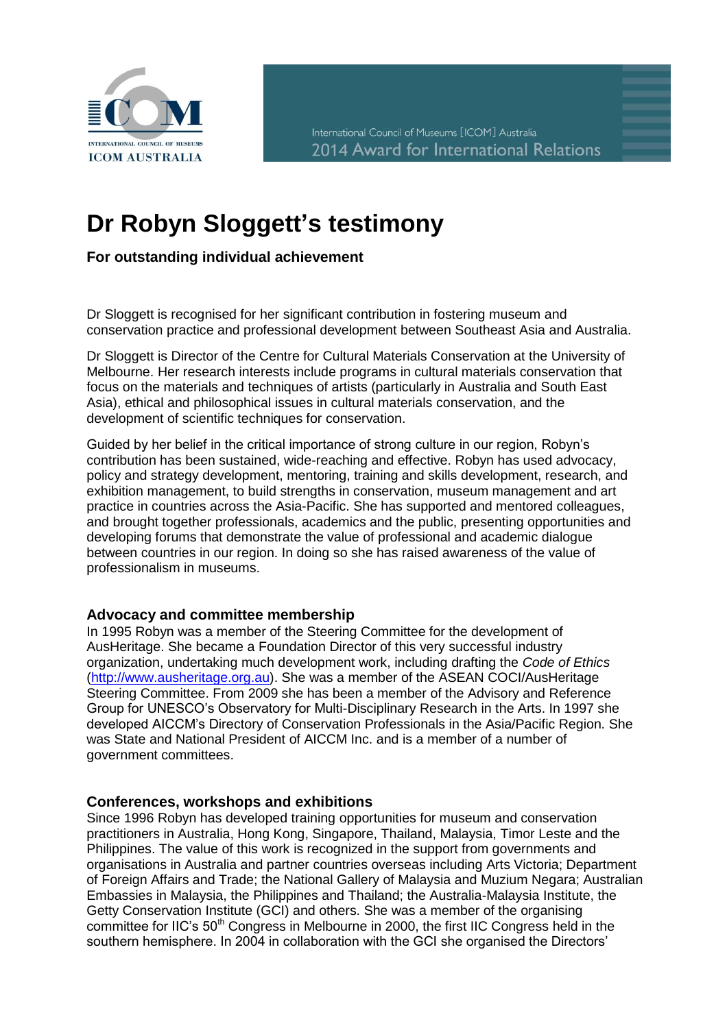ICOM
INTERNATIONAL COUNCIL OF MUSEUMS
ICOM AUSTRALIA

International Council of Museums [ICOM] Australia
2014 Award for International Relations

# Dr Robyn Sloggett's testimony

**For outstanding individual achievement**

Dr Sloggett is recognised for her significant contribution in fostering museum and conservation practice and professional development between Southeast Asia and Australia.

Dr Sloggett is Director of the Centre for Cultural Materials Conservation at the University of Melbourne. Her research interests include programs in cultural materials conservation that focus on the materials and techniques of artists (particularly in Australia and South East Asia), ethical and philosophical issues in cultural materials conservation, and the development of scientific techniques for conservation.

Guided by her belief in the critical importance of strong culture in our region, Robyn's contribution has been sustained, wide-reaching and effective. Robyn has used advocacy, policy and strategy development, mentoring, training and skills development, research, and exhibition management, to build strengths in conservation, museum management and art practice in countries across the Asia-Pacific. She has supported and mentored colleagues, and brought together professionals, academics and the public, presenting opportunities and developing forums that demonstrate the value of professional and academic dialogue between countries in our region. In doing so she has raised awareness of the value of professionalism in museums.

### Advocacy and committee membership

In 1995 Robyn was a member of the Steering Committee for the development of AusHeritage. She became a Foundation Director of this very successful industry organization, undertaking much development work, including drafting the *Code of Ethics* (http://www.ausheritage.org.au). She was a member of the ASEAN COCI/AusHeritage Steering Committee. From 2009 she has been a member of the Advisory and Reference Group for UNESCO's Observatory for Multi-Disciplinary Research in the Arts. In 1997 she developed AICCM's Directory of Conservation Professionals in the Asia/Pacific Region. She was State and National President of AICCM Inc. and is a member of a number of government committees.

### Conferences, workshops and exhibitions

Since 1996 Robyn has developed training opportunities for museum and conservation practitioners in Australia, Hong Kong, Singapore, Thailand, Malaysia, Timor Leste and the Philippines. The value of this work is recognized in the support from governments and organisations in Australia and partner countries overseas including Arts Victoria; Department of Foreign Affairs and Trade; the National Gallery of Malaysia and Muzium Negara; Australian Embassies in Malaysia, the Philippines and Thailand; the Australia-Malaysia Institute, the Getty Conservation Institute (GCI) and others. She was a member of the organising committee for IIC's 50th Congress in Melbourne in 2000, the first IIC Congress held in the southern hemisphere. In 2004 in collaboration with the GCI she organised the Directors'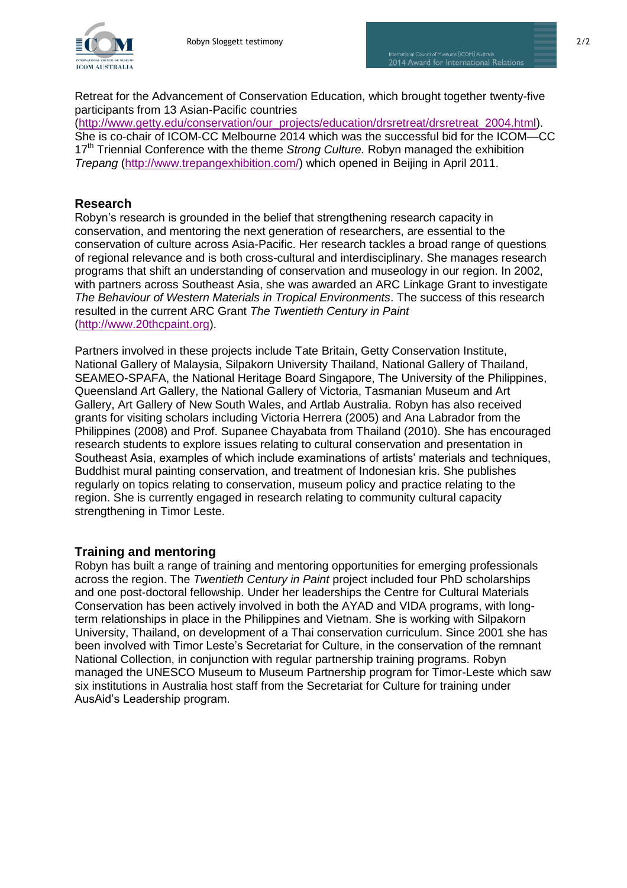Retreat for the Advancement of Conservation Education, which brought together twenty-five participants from 13 Asian-Pacific countries (http://www.getty.edu/conservation/our_projects/education/drsretreat/drsretreat_2004.html). She is co-chair of ICOM-CC Melbourne 2014 which was the successful bid for the ICOM—CC 17th Triennial Conference with the theme *Strong Culture.* Robyn managed the exhibition *Trepang* (http://www.trepangexhibition.com/) which opened in Beijing in April 2011.

## Research

Robyn's research is grounded in the belief that strengthening research capacity in conservation, and mentoring the next generation of researchers, are essential to the conservation of culture across Asia-Pacific. Her research tackles a broad range of questions of regional relevance and is both cross-cultural and interdisciplinary. She manages research programs that shift an understanding of conservation and museology in our region. In 2002, with partners across Southeast Asia, she was awarded an ARC Linkage Grant to investigate *The Behaviour of Western Materials in Tropical Environments*. The success of this research resulted in the current ARC Grant *The Twentieth Century in Paint* (http://www.20thcpaint.org).

Partners involved in these projects include Tate Britain, Getty Conservation Institute, National Gallery of Malaysia, Silpakorn University Thailand, National Gallery of Thailand, SEAMEO-SPAFA, the National Heritage Board Singapore, The University of the Philippines, Queensland Art Gallery, the National Gallery of Victoria, Tasmanian Museum and Art Gallery, Art Gallery of New South Wales, and Artlab Australia. Robyn has also received grants for visiting scholars including Victoria Herrera (2005) and Ana Labrador from the Philippines (2008) and Prof. Supanee Chayabata from Thailand (2010). She has encouraged research students to explore issues relating to cultural conservation and presentation in Southeast Asia, examples of which include examinations of artists' materials and techniques, Buddhist mural painting conservation, and treatment of Indonesian kris. She publishes regularly on topics relating to conservation, museum policy and practice relating to the region. She is currently engaged in research relating to community cultural capacity strengthening in Timor Leste.

## Training and mentoring

Robyn has built a range of training and mentoring opportunities for emerging professionals across the region. The *Twentieth Century in Paint* project included four PhD scholarships and one post-doctoral fellowship. Under her leaderships the Centre for Cultural Materials Conservation has been actively involved in both the AYAD and VIDA programs, with long-term relationships in place in the Philippines and Vietnam. She is working with Silpakorn University, Thailand, on development of a Thai conservation curriculum. Since 2001 she has been involved with Timor Leste's Secretariat for Culture, in the conservation of the remnant National Collection, in conjunction with regular partnership training programs. Robyn managed the UNESCO Museum to Museum Partnership program for Timor-Leste which saw six institutions in Australia host staff from the Secretariat for Culture for training under AusAid's Leadership program.